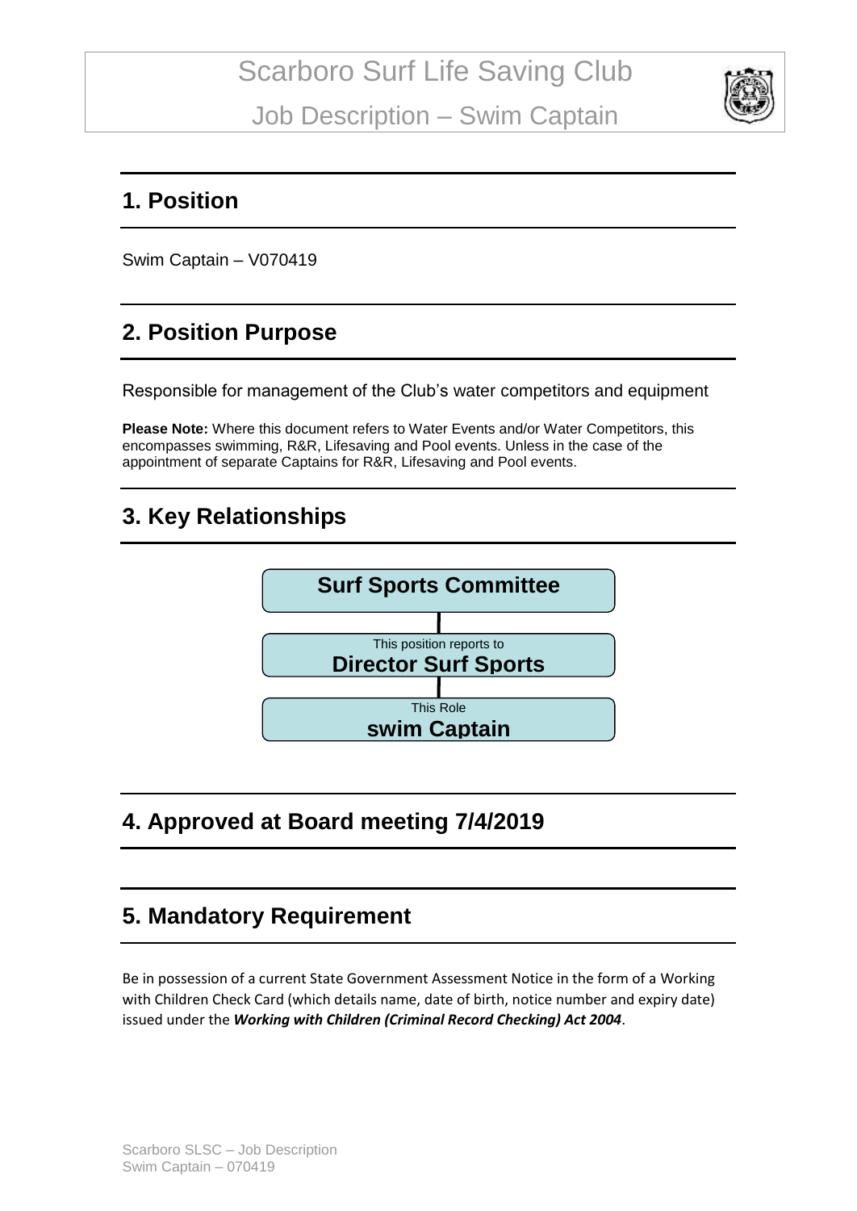# Scarboro Surf Life Saving Club

## Job Description – Swim Captain

## 1. Position

Swim Captain – V070419

## 2. Position Purpose

Responsible for management of the Club's water competitors and equipment

**Please Note:** Where this document refers to Water Events and/or Water Competitors, this encompasses swimming, R&R, Lifesaving and Pool events. Unless in the case of the appointment of separate Captains for R&R, Lifesaving and Pool events.

## 3. Key Relationships

**Surf Sports Committee**

This position reports to
**Director Surf Sports**

This Role
**swim Captain**

## 4. Approved at Board meeting 7/4/2019

## 5. Mandatory Requirement

Be in possession of a current State Government Assessment Notice in the form of a Working with Children Check Card (which details name, date of birth, notice number and expiry date) issued under the ***Working with Children (Criminal Record Checking) Act 2004***.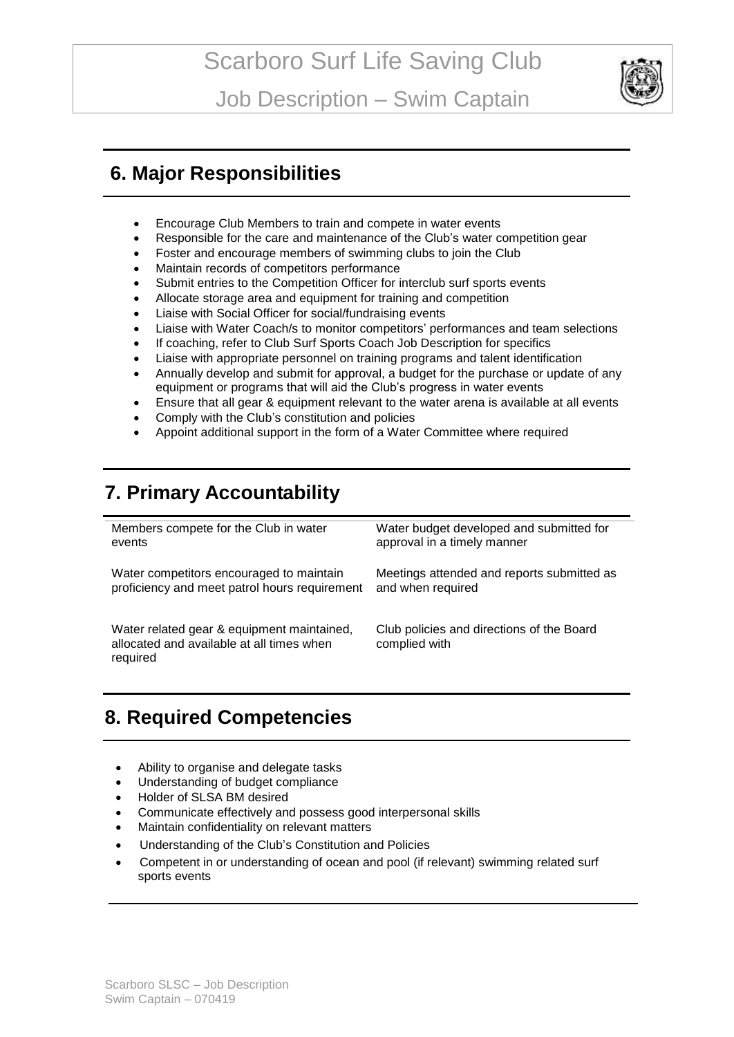## 6. Major Responsibilities

- Encourage Club Members to train and compete in water events
- Responsible for the care and maintenance of the Club's water competition gear
- Foster and encourage members of swimming clubs to join the Club
- Maintain records of competitors performance
- Submit entries to the Competition Officer for interclub surf sports events
- Allocate storage area and equipment for training and competition
- Liaise with Social Officer for social/fundraising events
- Liaise with Water Coach/s to monitor competitors' performances and team selections
- If coaching, refer to Club Surf Sports Coach Job Description for specifics
- Liaise with appropriate personnel on training programs and talent identification
- Annually develop and submit for approval, a budget for the purchase or update of any equipment or programs that will aid the Club's progress in water events
- Ensure that all gear & equipment relevant to the water arena is available at all events
- Comply with the Club's constitution and policies
- Appoint additional support in the form of a Water Committee where required

## 7. Primary Accountability

| | |
|---|---|
| Members compete for the Club in water events | Water budget developed and submitted for approval in a timely manner |
| Water competitors encouraged to maintain proficiency and meet patrol hours requirement | Meetings attended and reports submitted as and when required |
| Water related gear & equipment maintained, allocated and available at all times when required | Club policies and directions of the Board complied with |

## 8. Required Competencies

- Ability to organise and delegate tasks
- Understanding of budget compliance
- Holder of SLSA BM desired
- Communicate effectively and possess good interpersonal skills
- Maintain confidentiality on relevant matters
- Understanding of the Club's Constitution and Policies
- Competent in or understanding of ocean and pool (if relevant) swimming related surf sports events